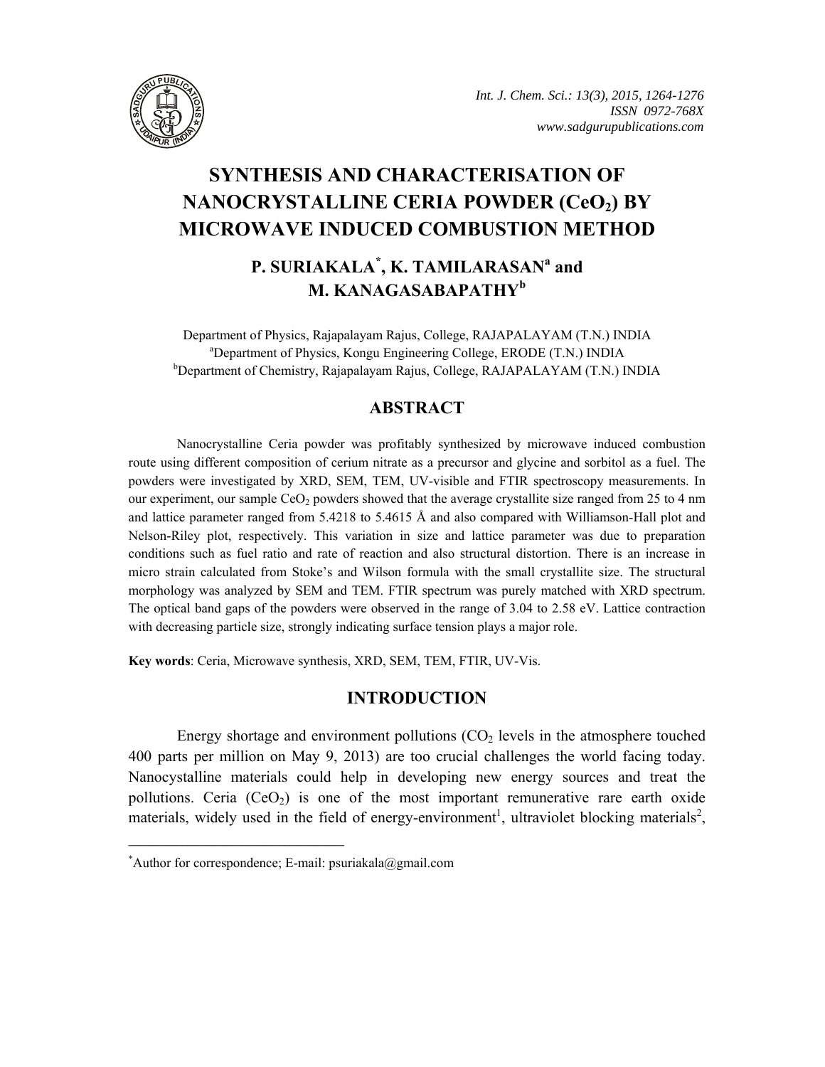# SYNTHESIS AND CHARACTERISATION OF NANOCRYSTALLINE CERIA POWDER ($CeO_2$) BY MICROWAVE INDUCED COMBUSTION METHOD

**P. SURIAKALA[*], K. TAMILARASAN[a] and M. KANAGASABAPATHY[b]**

Department of Physics, Rajapalayam Rajus, College, RAJAPALAYAM (T.N.) INDIA
[a]Department of Physics, Kongu Engineering College, ERODE (T.N.) INDIA
[b]Department of Chemistry, Rajapalayam Rajus, College, RAJAPALAYAM (T.N.) INDIA

## ABSTRACT

Nanocrystalline Ceria powder was profitably synthesized by microwave induced combustion route using different composition of cerium nitrate as a precursor and glycine and sorbitol as a fuel. The powders were investigated by XRD, SEM, TEM, UV-visible and FTIR spectroscopy measurements. In our experiment, our sample $CeO_2$ powders showed that the average crystallite size ranged from 25 to 4 nm and lattice parameter ranged from 5.4218 to 5.4615 Å and also compared with Williamson-Hall plot and Nelson-Riley plot, respectively. This variation in size and lattice parameter was due to preparation conditions such as fuel ratio and rate of reaction and also structural distortion. There is an increase in micro strain calculated from Stoke's and Wilson formula with the small crystallite size. The structural morphology was analyzed by SEM and TEM. FTIR spectrum was purely matched with XRD spectrum. The optical band gaps of the powders were observed in the range of 3.04 to 2.58 eV. Lattice contraction with decreasing particle size, strongly indicating surface tension plays a major role.

**Key words**: Ceria, Microwave synthesis, XRD, SEM, TEM, FTIR, UV-Vis.

## INTRODUCTION

Energy shortage and environment pollutions ($CO_2$ levels in the atmosphere touched 400 parts per million on May 9, 2013) are too crucial challenges the world facing today. Nanocystalline materials could help in developing new energy sources and treat the pollutions. Ceria ($CeO_2$) is one of the most important remunerative rare earth oxide materials, widely used in the field of energy-environment[1], ultraviolet blocking materials[2],

---

[*]Author for correspondence; E-mail: psuriakala@gmail.com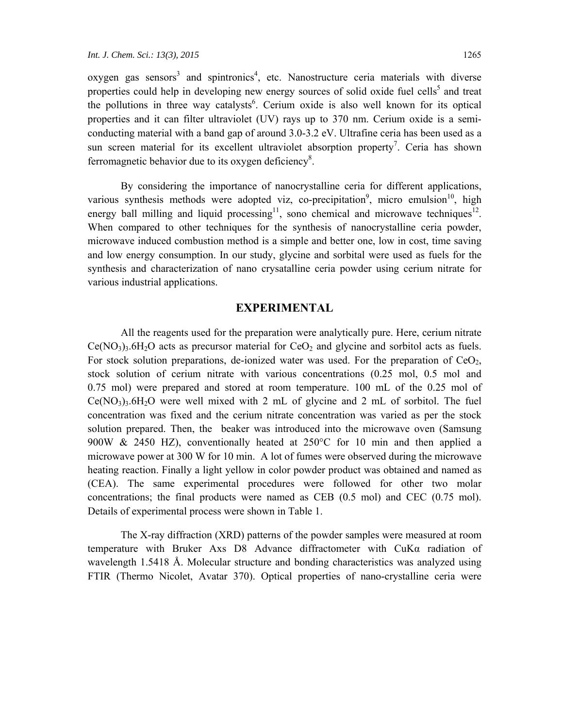oxygen gas sensors[3] and spintronics[4], etc. Nanostructure ceria materials with diverse properties could help in developing new energy sources of solid oxide fuel cells[5] and treat the pollutions in three way catalysts[6]. Cerium oxide is also well known for its optical properties and it can filter ultraviolet (UV) rays up to 370 nm. Cerium oxide is a semi-conducting material with a band gap of around 3.0-3.2 eV. Ultrafine ceria has been used as a sun screen material for its excellent ultraviolet absorption property[7]. Ceria has shown ferromagnetic behavior due to its oxygen deficiency[8].

By considering the importance of nanocrystalline ceria for different applications, various synthesis methods were adopted viz, co-precipitation[9], micro emulsion[10], high energy ball milling and liquid processing[11], sono chemical and microwave techniques[12]. When compared to other techniques for the synthesis of nanocrystalline ceria powder, microwave induced combustion method is a simple and better one, low in cost, time saving and low energy consumption. In our study, glycine and sorbital were used as fuels for the synthesis and characterization of nano crysatalline ceria powder using cerium nitrate for various industrial applications.

## EXPERIMENTAL

All the reagents used for the preparation were analytically pure. Here, cerium nitrate $Ce(NO_3)_3.6H_2O$ acts as precursor material for $CeO_2$ and glycine and sorbitol acts as fuels. For stock solution preparations, de-ionized water was used. For the preparation of $CeO_2$, stock solution of cerium nitrate with various concentrations (0.25 mol, 0.5 mol and 0.75 mol) were prepared and stored at room temperature. 100 mL of the 0.25 mol of $Ce(NO_3)_3.6H_2O$ were well mixed with 2 mL of glycine and 2 mL of sorbitol. The fuel concentration was fixed and the cerium nitrate concentration was varied as per the stock solution prepared. Then, the beaker was introduced into the microwave oven (Samsung 900W & 2450 HZ), conventionally heated at 250°C for 10 min and then applied a microwave power at 300 W for 10 min. A lot of fumes were observed during the microwave heating reaction. Finally a light yellow in color powder product was obtained and named as (CEA). The same experimental procedures were followed for other two molar concentrations; the final products were named as CEB (0.5 mol) and CEC (0.75 mol). Details of experimental process were shown in Table 1.

The X-ray diffraction (XRD) patterns of the powder samples were measured at room temperature with Bruker Axs D8 Advance diffractometer with CuKα radiation of wavelength 1.5418 Å. Molecular structure and bonding characteristics was analyzed using FTIR (Thermo Nicolet, Avatar 370). Optical properties of nano-crystalline ceria were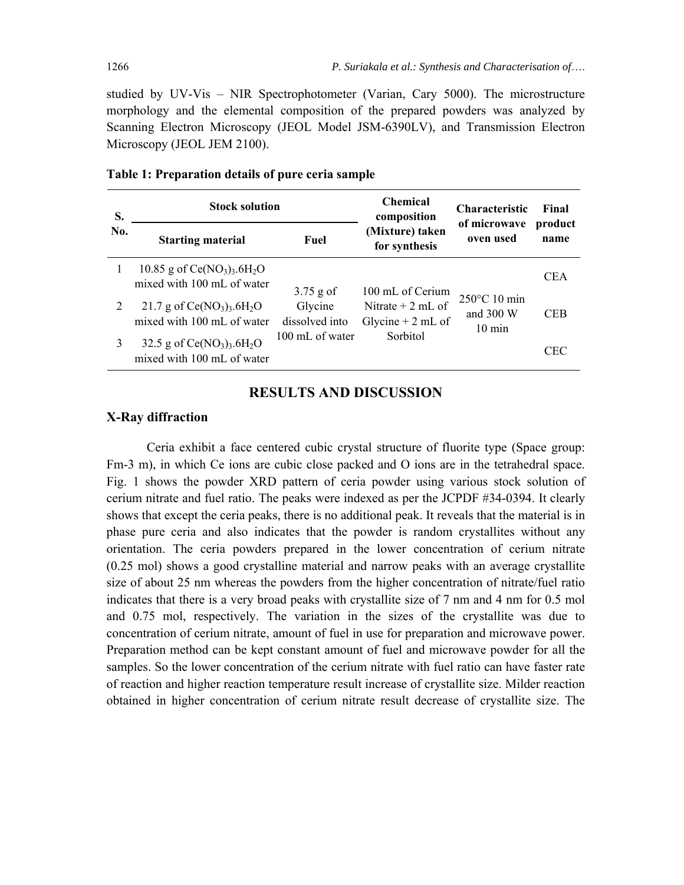studied by UV-Vis – NIR Spectrophotometer (Varian, Cary 5000). The microstructure morphology and the elemental composition of the prepared powders was analyzed by Scanning Electron Microscopy (JEOL Model JSM-6390LV), and Transmission Electron Microscopy (JEOL JEM 2100).

**Table 1: Preparation details of pure ceria sample**

| S. No. | Stock solution | | Chemical composition (Mixture) taken for synthesis | Characteristic of microwave oven used | Final product name |
|---|---|---|---|---|---|
| | Starting material | Fuel | | | |
| 1 | 10.85 g of $Ce(NO_3)_3.6H_2O$ mixed with 100 mL of water | 3.75 g of Glycine dissolved into 100 mL of water | 100 mL of Cerium Nitrate + 2 mL of Glycine + 2 mL of Sorbitol | 250°C 10 min and 300 W 10 min | CEA |
| 2 | 21.7 g of $Ce(NO_3)_3.6H_2O$ mixed with 100 mL of water | | | | CEB |
| 3 | 32.5 g of $Ce(NO_3)_3.6H_2O$ mixed with 100 mL of water | | | | CEC |

## RESULTS AND DISCUSSION

### X-Ray diffraction

Ceria exhibit a face centered cubic crystal structure of fluorite type (Space group: Fm-3 m), in which Ce ions are cubic close packed and O ions are in the tetrahedral space. Fig. 1 shows the powder XRD pattern of ceria powder using various stock solution of cerium nitrate and fuel ratio. The peaks were indexed as per the JCPDF #34-0394. It clearly shows that except the ceria peaks, there is no additional peak. It reveals that the material is in phase pure ceria and also indicates that the powder is random crystallites without any orientation. The ceria powders prepared in the lower concentration of cerium nitrate (0.25 mol) shows a good crystalline material and narrow peaks with an average crystallite size of about 25 nm whereas the powders from the higher concentration of nitrate/fuel ratio indicates that there is a very broad peaks with crystallite size of 7 nm and 4 nm for 0.5 mol and 0.75 mol, respectively. The variation in the sizes of the crystallite was due to concentration of cerium nitrate, amount of fuel in use for preparation and microwave power. Preparation method can be kept constant amount of fuel and microwave powder for all the samples. So the lower concentration of the cerium nitrate with fuel ratio can have faster rate of reaction and higher reaction temperature result increase of crystallite size. Milder reaction obtained in higher concentration of cerium nitrate result decrease of crystallite size. The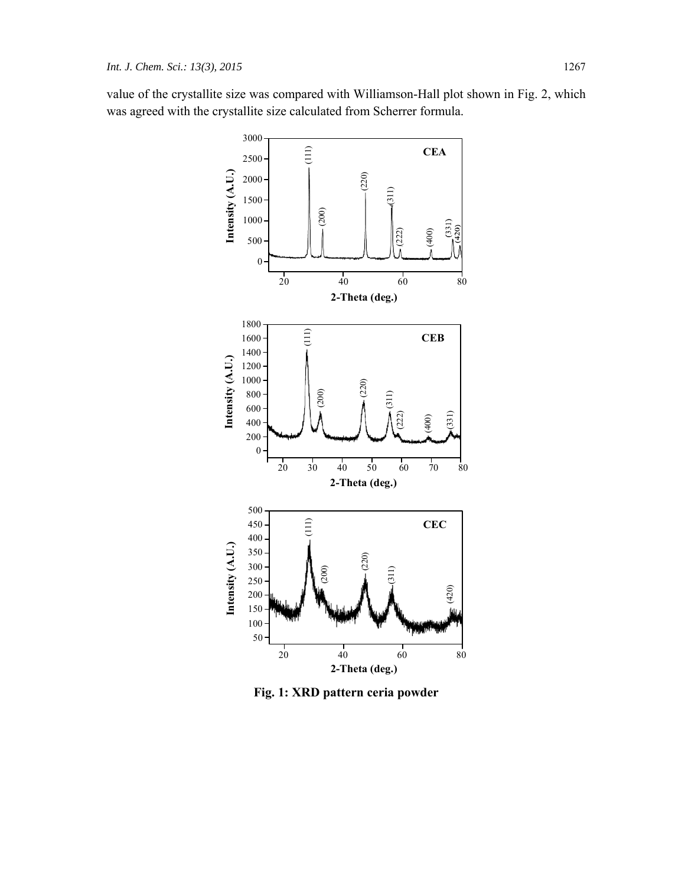value of the crystallite size was compared with Williamson-Hall plot shown in Fig. 2, which was agreed with the crystallite size calculated from Scherrer formula.

**Fig. 1: XRD pattern ceria powder**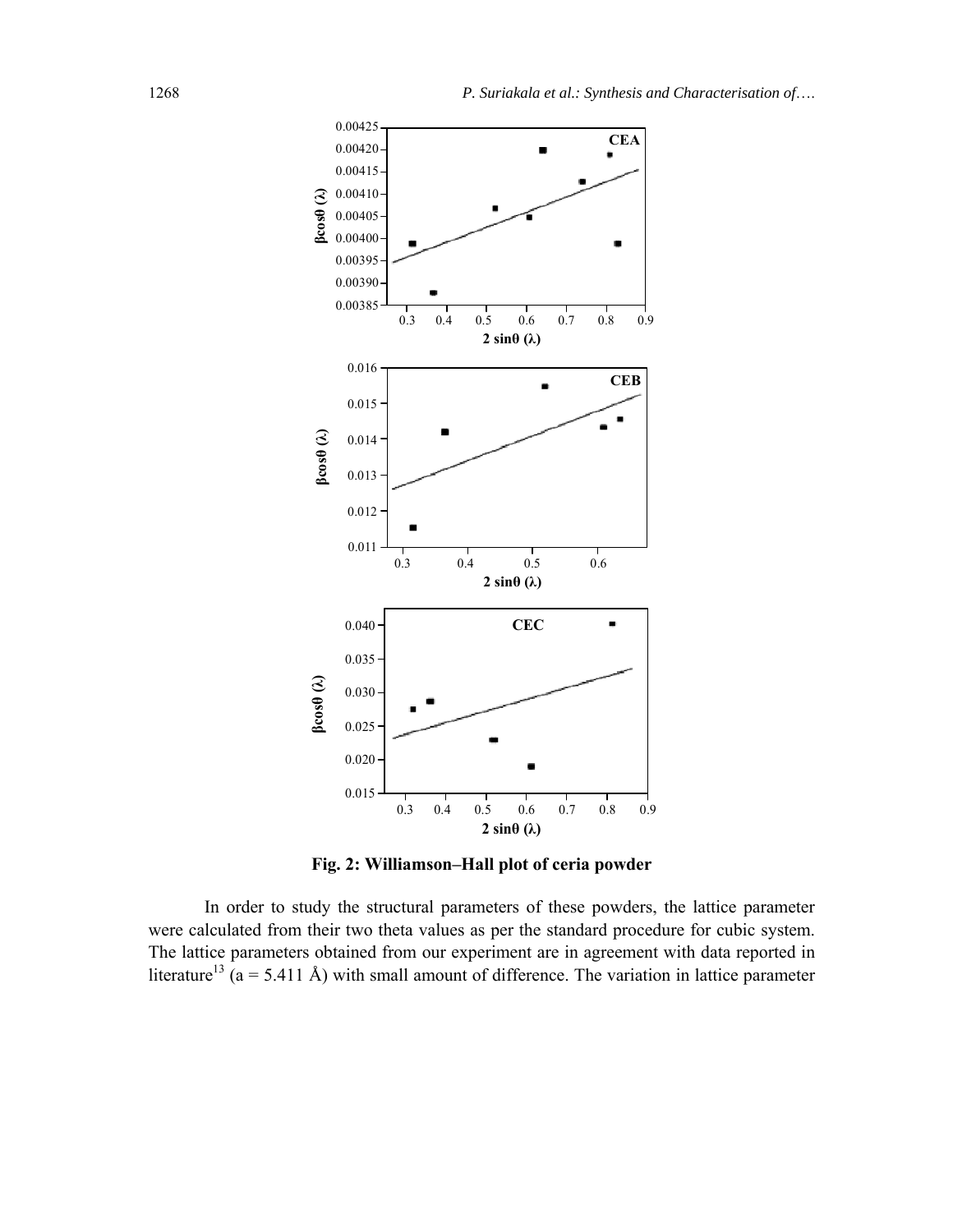**Fig. 2: Williamson–Hall plot of ceria powder**

In order to study the structural parameters of these powders, the lattice parameter were calculated from their two theta values as per the standard procedure for cubic system. The lattice parameters obtained from our experiment are in agreement with data reported in literature[13] (a = 5.411 Å) with small amount of difference. The variation in lattice parameter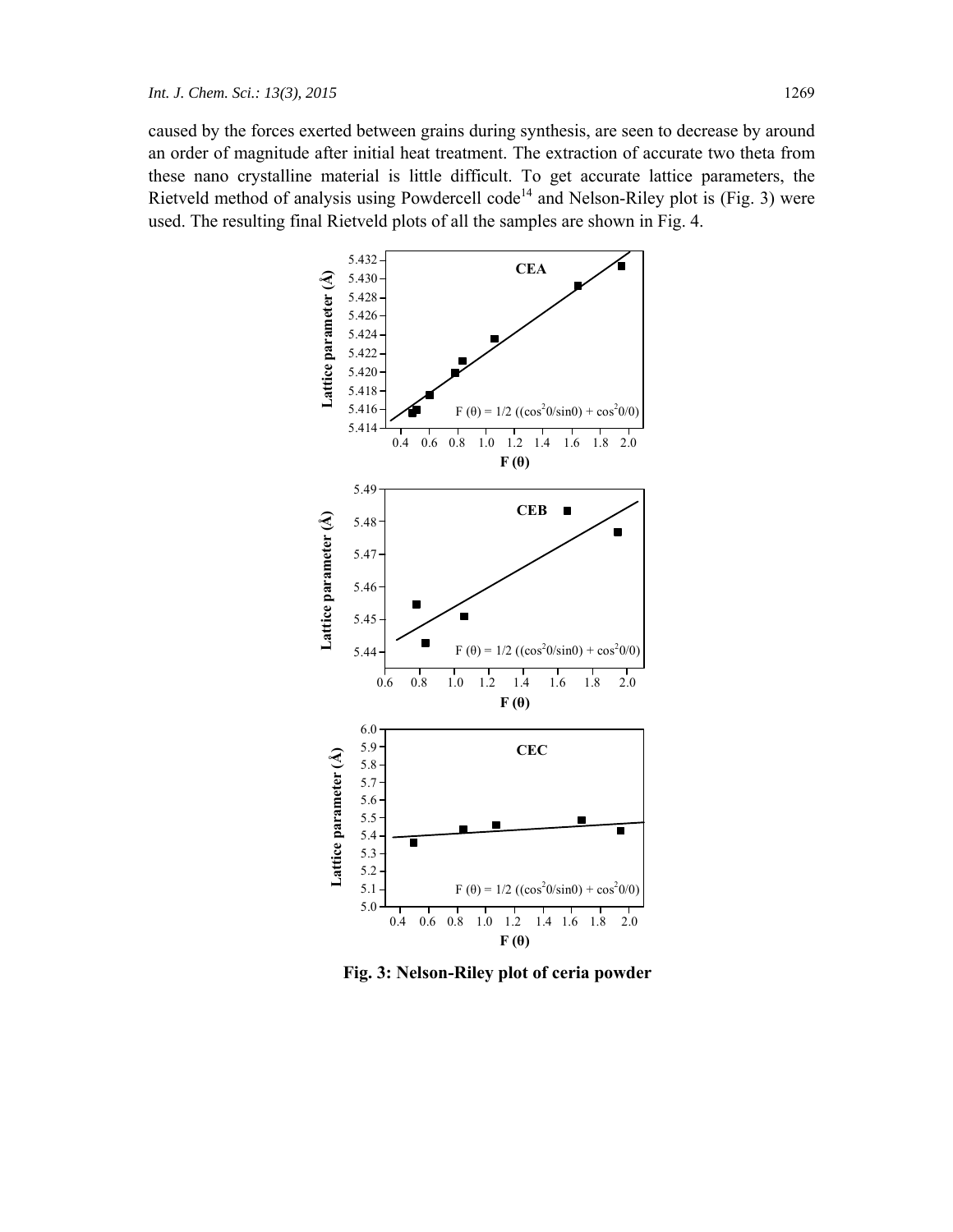caused by the forces exerted between grains during synthesis, are seen to decrease by around an order of magnitude after initial heat treatment. The extraction of accurate two theta from these nano crystalline material is little difficult. To get accurate lattice parameters, the Rietveld method of analysis using Powdercell code[14] and Nelson-Riley plot is (Fig. 3) were used. The resulting final Rietveld plots of all the samples are shown in Fig. 4.

**Fig. 3: Nelson-Riley plot of ceria powder**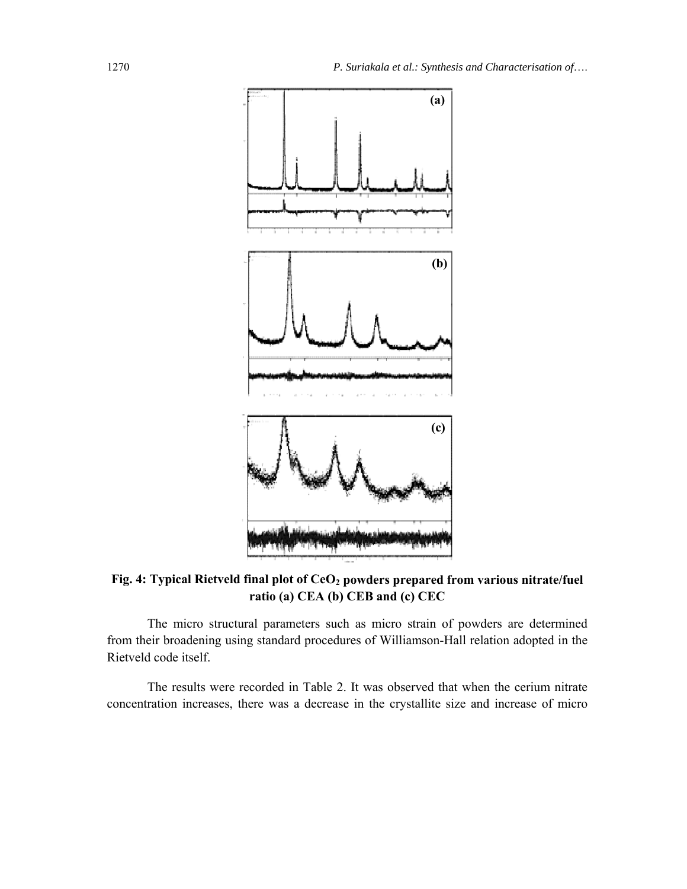**Fig. 4: Typical Rietveld final plot of $CeO_2$ powders prepared from various nitrate/fuel ratio (a) CEA (b) CEB and (c) CEC**

The micro structural parameters such as micro strain of powders are determined from their broadening using standard procedures of Williamson-Hall relation adopted in the Rietveld code itself.

The results were recorded in Table 2. It was observed that when the cerium nitrate concentration increases, there was a decrease in the crystallite size and increase of micro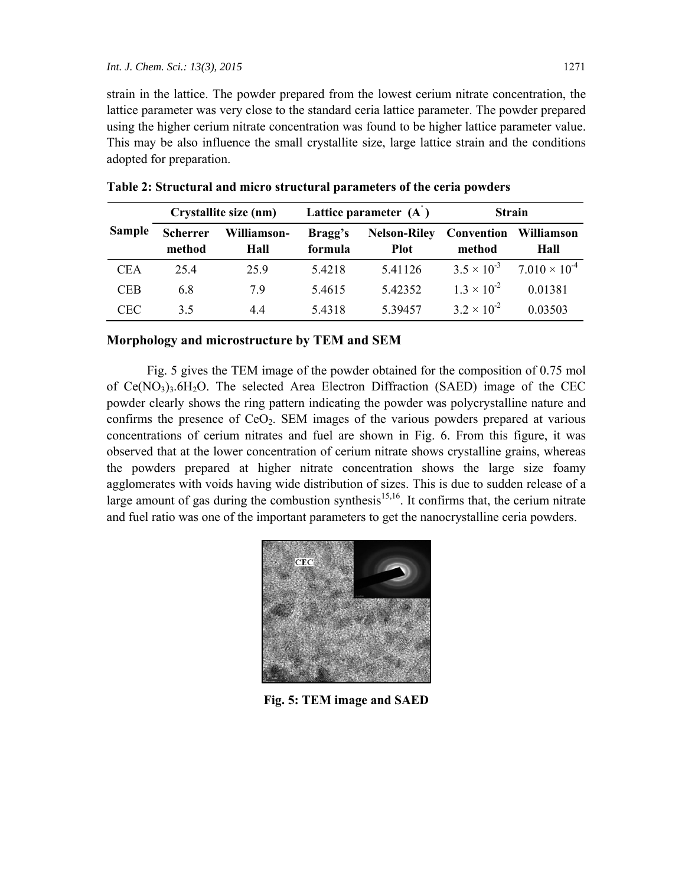strain in the lattice. The powder prepared from the lowest cerium nitrate concentration, the lattice parameter was very close to the standard ceria lattice parameter. The powder prepared using the higher cerium nitrate concentration was found to be higher lattice parameter value. This may be also influence the small crystallite size, large lattice strain and the conditions adopted for preparation.

**Table 2: Structural and micro structural parameters of the ceria powders**

| Sample | Crystallite size (nm) | | Lattice parameter (Å) | | Strain | |
|---|---|---|---|---|---|---|
| | Scherrer method | Williamson-Hall | Bragg's formula | Nelson-Riley Plot | Convention method | Williamson Hall |
| CEA | 25.4 | 25.9 | 5.4218 | 5.41126 | $3.5 \times 10^{-3}$ | $7.010 \times 10^{-4}$ |
| CEB | 6.8 | 7.9 | 5.4615 | 5.42352 | $1.3 \times 10^{-2}$ | 0.01381 |
| CEC | 3.5 | 4.4 | 5.4318 | 5.39457 | $3.2 \times 10^{-2}$ | 0.03503 |

### Morphology and microstructure by TEM and SEM

Fig. 5 gives the TEM image of the powder obtained for the composition of 0.75 mol of $Ce(NO_3)_3.6H_2O$. The selected Area Electron Diffraction (SAED) image of the CEC powder clearly shows the ring pattern indicating the powder was polycrystalline nature and confirms the presence of $CeO_2$. SEM images of the various powders prepared at various concentrations of cerium nitrates and fuel are shown in Fig. 6. From this figure, it was observed that at the lower concentration of cerium nitrate shows crystalline grains, whereas the powders prepared at higher nitrate concentration shows the large size foamy agglomerates with voids having wide distribution of sizes. This is due to sudden release of a large amount of gas during the combustion synthesis[15,16]. It confirms that, the cerium nitrate and fuel ratio was one of the important parameters to get the nanocrystalline ceria powders.

**Fig. 5: TEM image and SAED**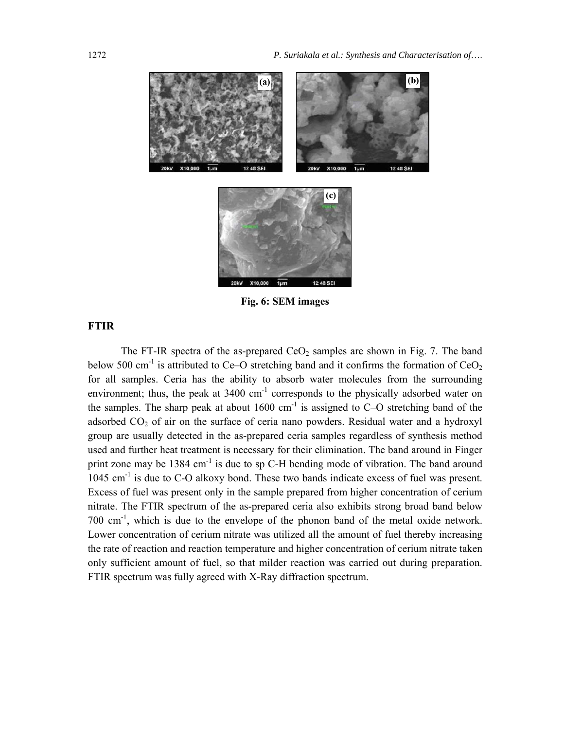Fig. 6: SEM images

## FTIR

The FT-IR spectra of the as-prepared $CeO_2$ samples are shown in Fig. 7. The band below 500 $cm^{-1}$ is attributed to Ce–O stretching band and it confirms the formation of $CeO_2$ for all samples. Ceria has the ability to absorb water molecules from the surrounding environment; thus, the peak at 3400 $cm^{-1}$ corresponds to the physically adsorbed water on the samples. The sharp peak at about 1600 $cm^{-1}$ is assigned to C–O stretching band of the adsorbed $CO_2$ of air on the surface of ceria nano powders. Residual water and a hydroxyl group are usually detected in the as-prepared ceria samples regardless of synthesis method used and further heat treatment is necessary for their elimination. The band around in Finger print zone may be 1384 $cm^{-1}$ is due to sp C-H bending mode of vibration. The band around 1045 $cm^{-1}$ is due to C-O alkoxy bond. These two bands indicate excess of fuel was present. Excess of fuel was present only in the sample prepared from higher concentration of cerium nitrate. The FTIR spectrum of the as-prepared ceria also exhibits strong broad band below 700 $cm^{-1}$, which is due to the envelope of the phonon band of the metal oxide network. Lower concentration of cerium nitrate was utilized all the amount of fuel thereby increasing the rate of reaction and reaction temperature and higher concentration of cerium nitrate taken only sufficient amount of fuel, so that milder reaction was carried out during preparation. FTIR spectrum was fully agreed with X-Ray diffraction spectrum.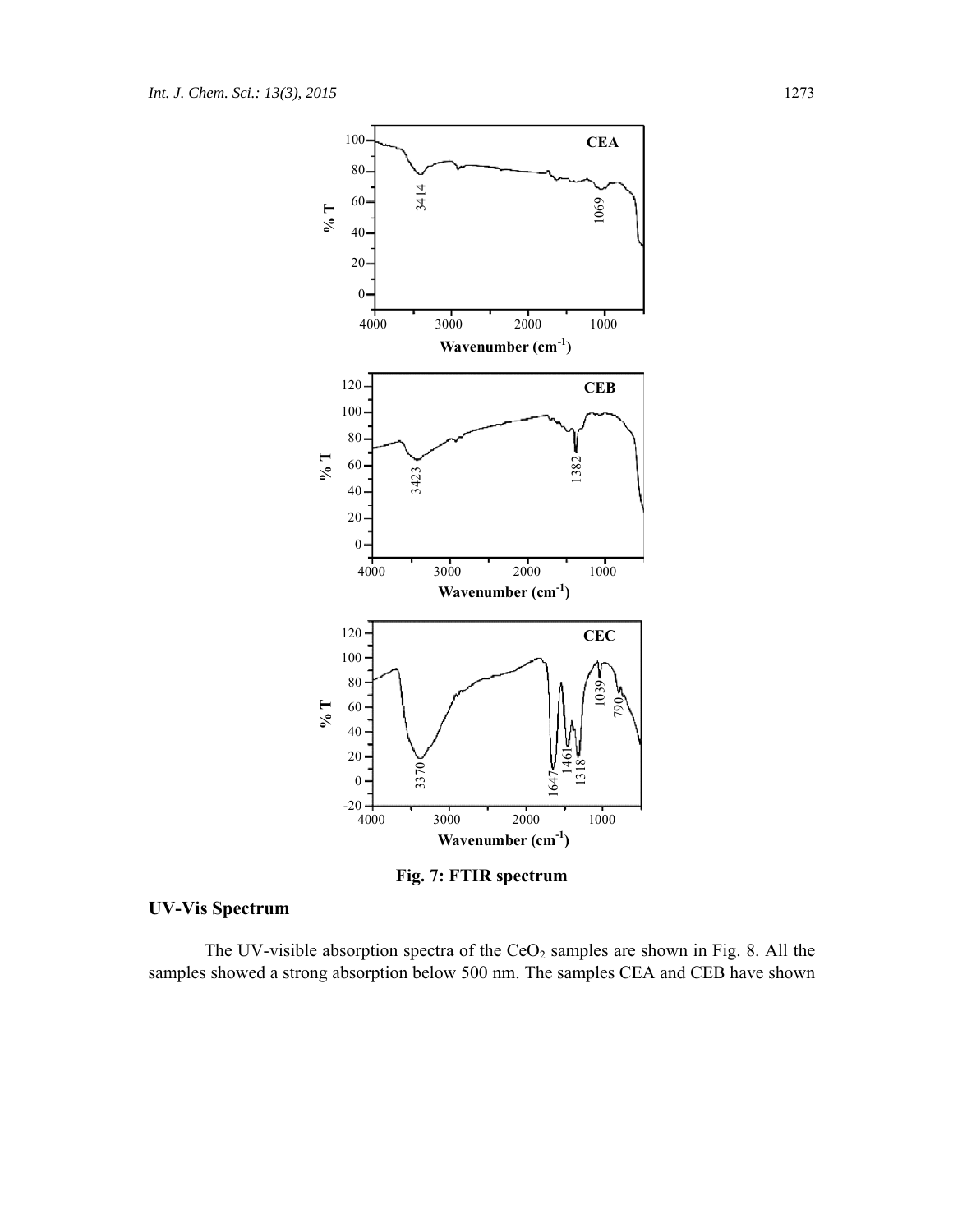Fig. 7: FTIR spectrum

## UV-Vis Spectrum

The UV-visible absorption spectra of the $CeO_2$ samples are shown in Fig. 8. All the samples showed a strong absorption below 500 nm. The samples CEA and CEB have shown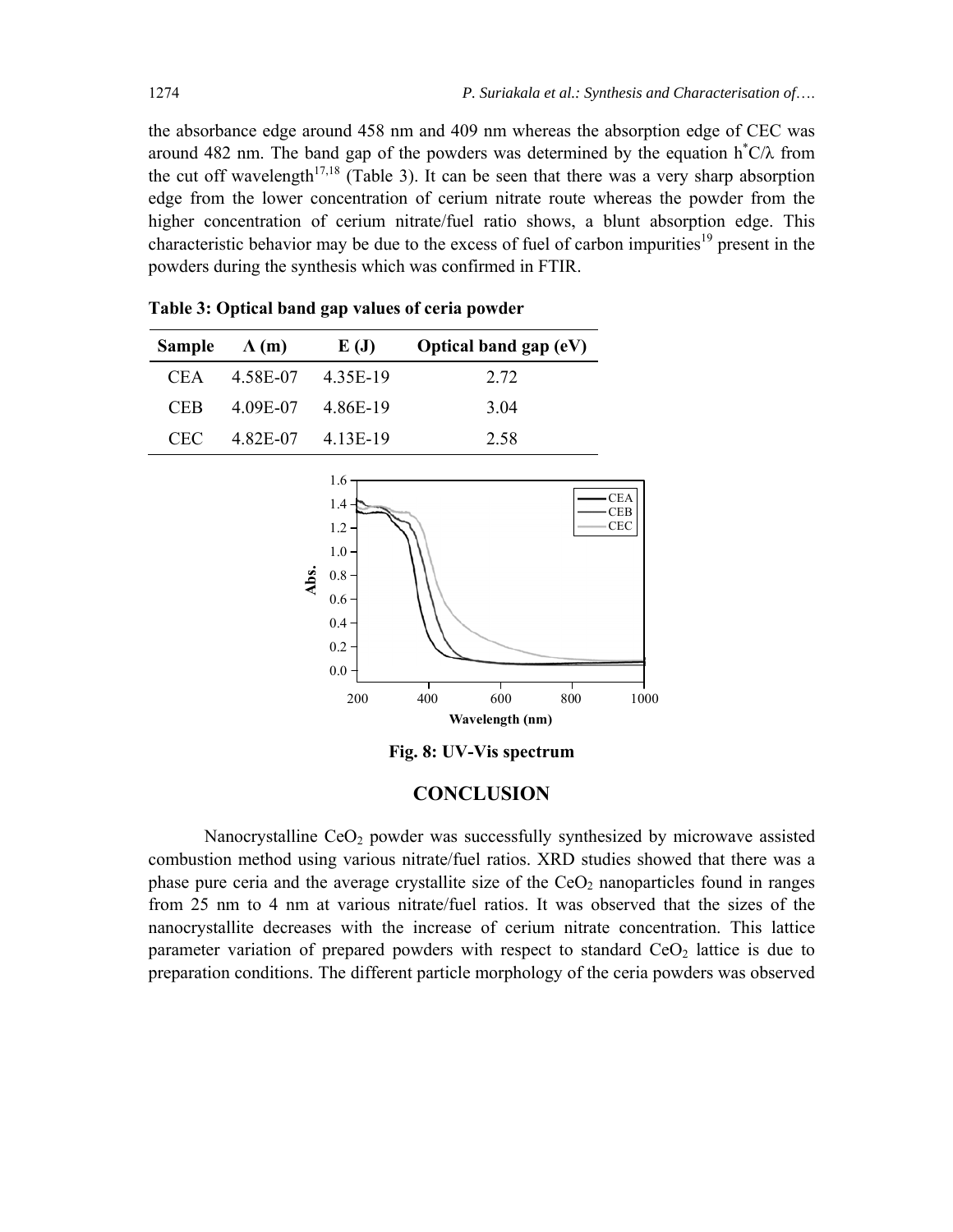the absorbance edge around 458 nm and 409 nm whereas the absorption edge of CEC was around 482 nm. The band gap of the powders was determined by the equation $h^*C/\lambda$ from the cut off wavelength[17,18] (Table 3). It can be seen that there was a very sharp absorption edge from the lower concentration of cerium nitrate route whereas the powder from the higher concentration of cerium nitrate/fuel ratio shows, a blunt absorption edge. This characteristic behavior may be due to the excess of fuel of carbon impurities[19] present in the powders during the synthesis which was confirmed in FTIR.

**Table 3: Optical band gap values of ceria powder**

| Sample | Λ (m) | E (J) | Optical band gap (eV) |
|---|---|---|---|
| CEA | 4.58E-07 | 4.35E-19 | 2.72 |
| CEB | 4.09E-07 | 4.86E-19 | 3.04 |
| CEC | 4.82E-07 | 4.13E-19 | 2.58 |

**Fig. 8: UV-Vis spectrum**

## CONCLUSION

Nanocrystalline $CeO_2$ powder was successfully synthesized by microwave assisted combustion method using various nitrate/fuel ratios. XRD studies showed that there was a phase pure ceria and the average crystallite size of the $CeO_2$ nanoparticles found in ranges from 25 nm to 4 nm at various nitrate/fuel ratios. It was observed that the sizes of the nanocrystallite decreases with the increase of cerium nitrate concentration. This lattice parameter variation of prepared powders with respect to standard $CeO_2$ lattice is due to preparation conditions. The different particle morphology of the ceria powders was observed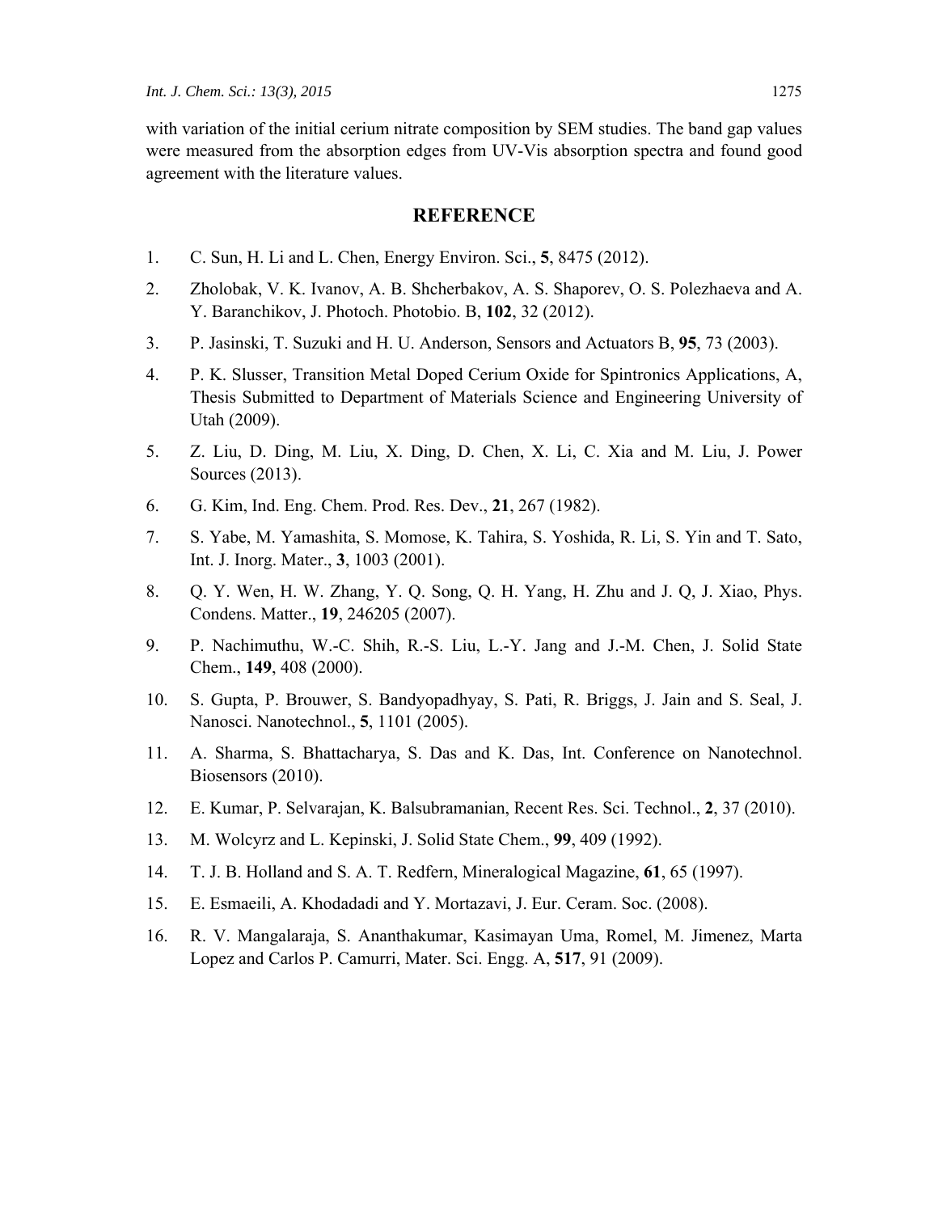with variation of the initial cerium nitrate composition by SEM studies. The band gap values were measured from the absorption edges from UV-Vis absorption spectra and found good agreement with the literature values.

## REFERENCE

1. C. Sun, H. Li and L. Chen, Energy Environ. Sci., **5**, 8475 (2012).
2. Zholobak, V. K. Ivanov, A. B. Shcherbakov, A. S. Shaporev, O. S. Polezhaeva and A. Y. Baranchikov, J. Photoch. Photobio. B, **102**, 32 (2012).
3. P. Jasinski, T. Suzuki and H. U. Anderson, Sensors and Actuators B, **95**, 73 (2003).
4. P. K. Slusser, Transition Metal Doped Cerium Oxide for Spintronics Applications, A, Thesis Submitted to Department of Materials Science and Engineering University of Utah (2009).
5. Z. Liu, D. Ding, M. Liu, X. Ding, D. Chen, X. Li, C. Xia and M. Liu, J. Power Sources (2013).
6. G. Kim, Ind. Eng. Chem. Prod. Res. Dev., **21**, 267 (1982).
7. S. Yabe, M. Yamashita, S. Momose, K. Tahira, S. Yoshida, R. Li, S. Yin and T. Sato, Int. J. Inorg. Mater., **3**, 1003 (2001).
8. Q. Y. Wen, H. W. Zhang, Y. Q. Song, Q. H. Yang, H. Zhu and J. Q, J. Xiao, Phys. Condens. Matter., **19**, 246205 (2007).
9. P. Nachimuthu, W.-C. Shih, R.-S. Liu, L.-Y. Jang and J.-M. Chen, J. Solid State Chem., **149**, 408 (2000).
10. S. Gupta, P. Brouwer, S. Bandyopadhyay, S. Pati, R. Briggs, J. Jain and S. Seal, J. Nanosci. Nanotechnol., **5**, 1101 (2005).
11. A. Sharma, S. Bhattacharya, S. Das and K. Das, Int. Conference on Nanotechnol. Biosensors (2010).
12. E. Kumar, P. Selvarajan, K. Balsubramanian, Recent Res. Sci. Technol., **2**, 37 (2010).
13. M. Wolcyrz and L. Kepinski, J. Solid State Chem., **99**, 409 (1992).
14. T. J. B. Holland and S. A. T. Redfern, Mineralogical Magazine, **61**, 65 (1997).
15. E. Esmaeili, A. Khodadadi and Y. Mortazavi, J. Eur. Ceram. Soc. (2008).
16. R. V. Mangalaraja, S. Ananthakumar, Kasimayan Uma, Romel, M. Jimenez, Marta Lopez and Carlos P. Camurri, Mater. Sci. Engg. A, **517**, 91 (2009).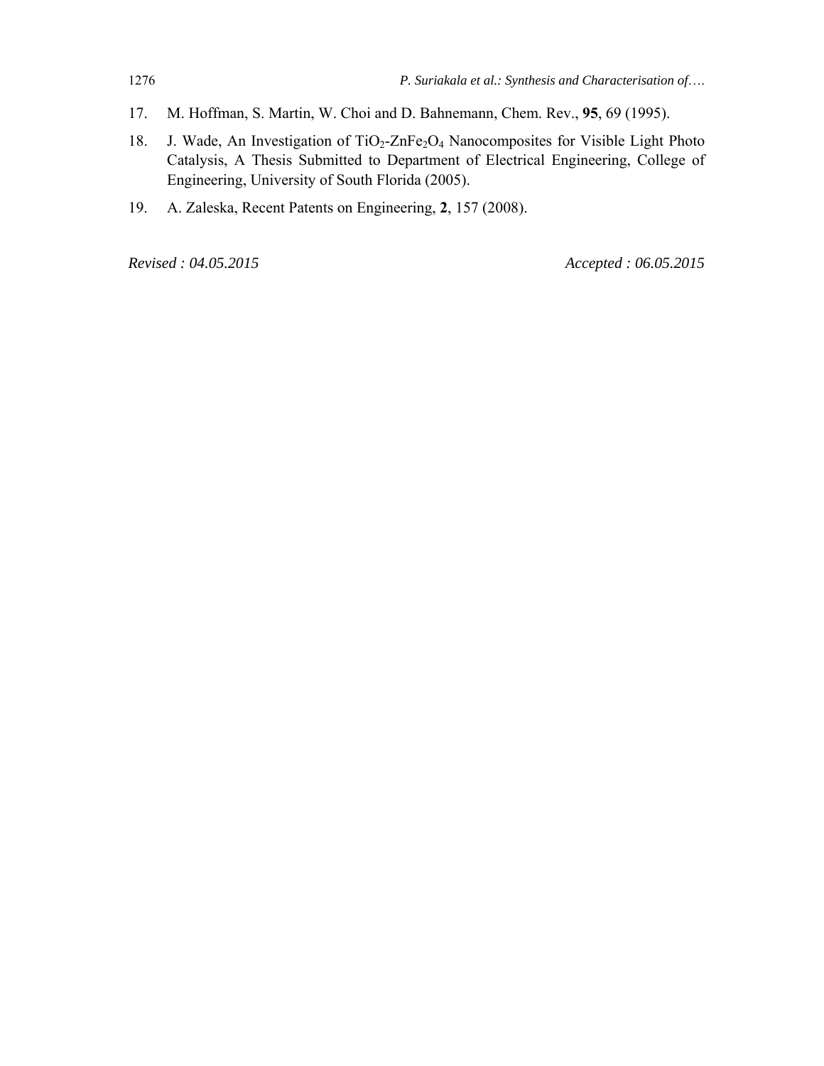17. M. Hoffman, S. Martin, W. Choi and D. Bahnemann, Chem. Rev., **95**, 69 (1995).

18. J. Wade, An Investigation of $TiO_2$-$ZnFe_2O_4$ Nanocomposites for Visible Light Photo Catalysis, A Thesis Submitted to Department of Electrical Engineering, College of Engineering, University of South Florida (2005).

19. A. Zaleska, Recent Patents on Engineering, **2**, 157 (2008).

*Revised : 04.05.2015* *Accepted : 06.05.2015*